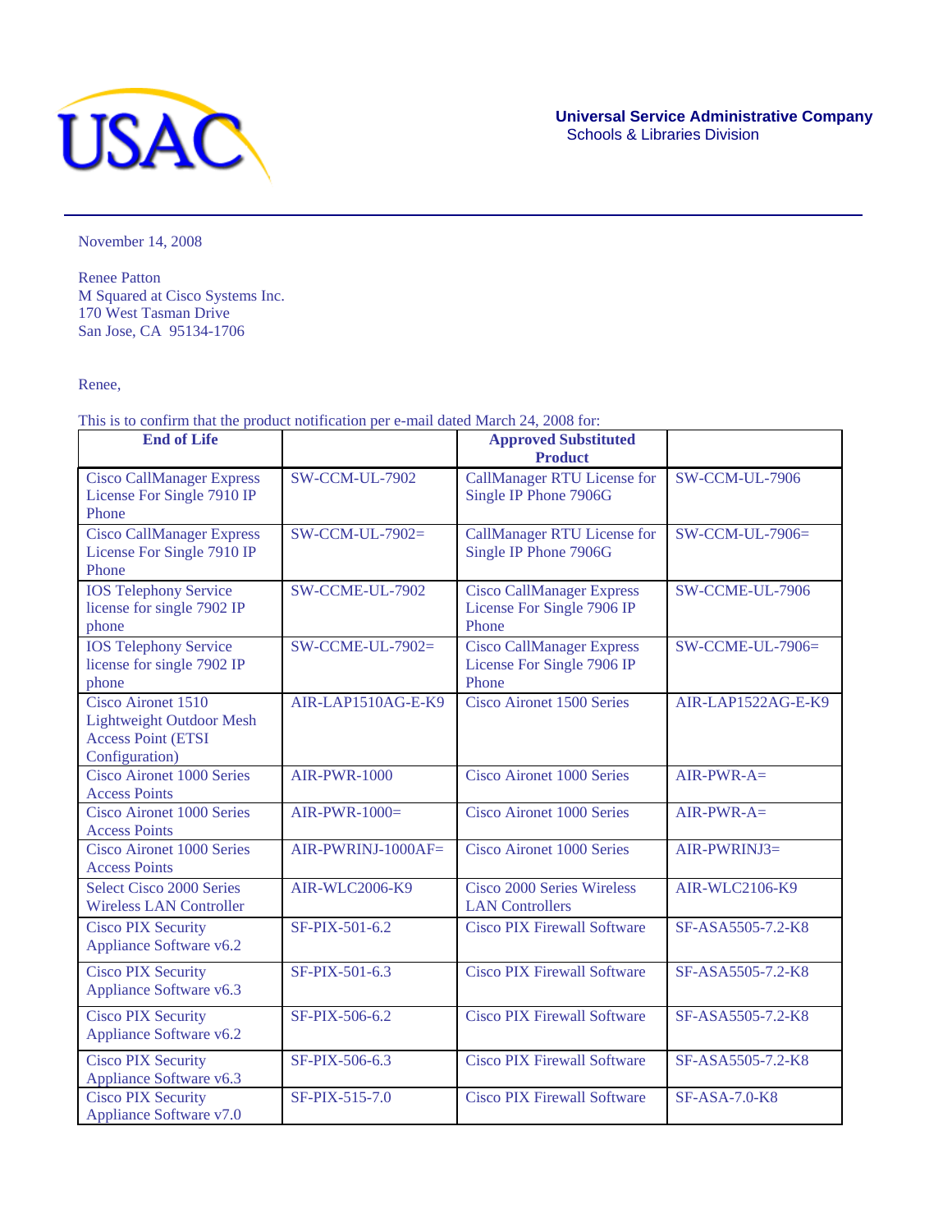USAC

**Universal Service Administrative Company**
Schools & Libraries Division

November 14, 2008

Renee Patton
M Squared at Cisco Systems Inc.
170 West Tasman Drive
San Jose, CA 95134-1706

Renee,

This is to confirm that the product notification per e-mail dated March 24, 2008 for:

| **End of Life** | | **Approved Substituted Product** | |
|---|---|---|---|
| Cisco CallManager Express License For Single 7910 IP Phone | SW-CCM-UL-7902 | CallManager RTU License for Single IP Phone 7906G | SW-CCM-UL-7906 |
| Cisco CallManager Express License For Single 7910 IP Phone | SW-CCM-UL-7902= | CallManager RTU License for Single IP Phone 7906G | SW-CCM-UL-7906= |
| IOS Telephony Service license for single 7902 IP phone | SW-CCME-UL-7902 | Cisco CallManager Express License For Single 7906 IP Phone | SW-CCME-UL-7906 |
| IOS Telephony Service license for single 7902 IP phone | SW-CCME-UL-7902= | Cisco CallManager Express License For Single 7906 IP Phone | SW-CCME-UL-7906= |
| Cisco Aironet 1510 Lightweight Outdoor Mesh Access Point (ETSI Configuration) | AIR-LAP1510AG-E-K9 | Cisco Aironet 1500 Series | AIR-LAP1522AG-E-K9 |
| Cisco Aironet 1000 Series Access Points | AIR-PWR-1000 | Cisco Aironet 1000 Series | AIR-PWR-A= |
| Cisco Aironet 1000 Series Access Points | AIR-PWR-1000= | Cisco Aironet 1000 Series | AIR-PWR-A= |
| Cisco Aironet 1000 Series Access Points | AIR-PWRINJ-1000AF= | Cisco Aironet 1000 Series | AIR-PWRINJ3= |
| Select Cisco 2000 Series Wireless LAN Controller | AIR-WLC2006-K9 | Cisco 2000 Series Wireless LAN Controllers | AIR-WLC2106-K9 |
| Cisco PIX Security Appliance Software v6.2 | SF-PIX-501-6.2 | Cisco PIX Firewall Software | SF-ASA5505-7.2-K8 |
| Cisco PIX Security Appliance Software v6.3 | SF-PIX-501-6.3 | Cisco PIX Firewall Software | SF-ASA5505-7.2-K8 |
| Cisco PIX Security Appliance Software v6.2 | SF-PIX-506-6.2 | Cisco PIX Firewall Software | SF-ASA5505-7.2-K8 |
| Cisco PIX Security Appliance Software v6.3 | SF-PIX-506-6.3 | Cisco PIX Firewall Software | SF-ASA5505-7.2-K8 |
| Cisco PIX Security Appliance Software v7.0 | SF-PIX-515-7.0 | Cisco PIX Firewall Software | SF-ASA-7.0-K8 |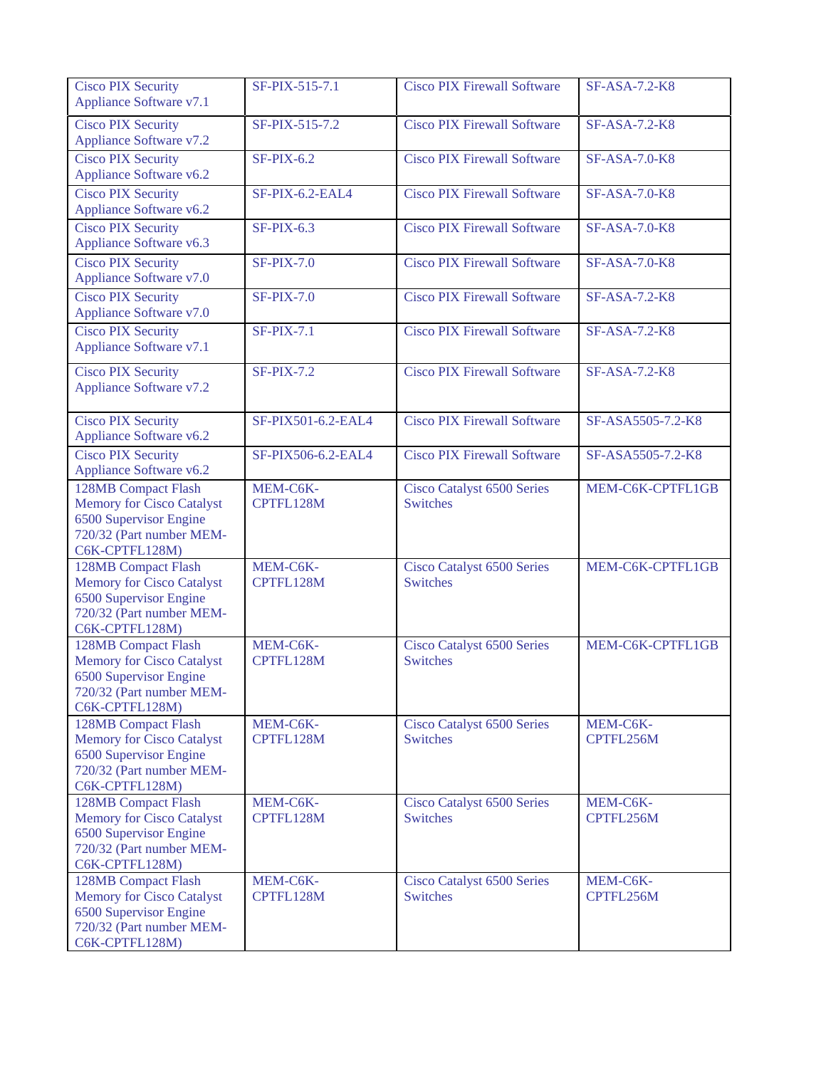| Cisco PIX Security Appliance Software v7.1 | SF-PIX-515-7.1 | Cisco PIX Firewall Software | SF-ASA-7.2-K8 |
|---|---|---|---|
| Cisco PIX Security Appliance Software v7.2 | SF-PIX-515-7.2 | Cisco PIX Firewall Software | SF-ASA-7.2-K8 |
| Cisco PIX Security Appliance Software v6.2 | SF-PIX-6.2 | Cisco PIX Firewall Software | SF-ASA-7.0-K8 |
| Cisco PIX Security Appliance Software v6.2 | SF-PIX-6.2-EAL4 | Cisco PIX Firewall Software | SF-ASA-7.0-K8 |
| Cisco PIX Security Appliance Software v6.3 | SF-PIX-6.3 | Cisco PIX Firewall Software | SF-ASA-7.0-K8 |
| Cisco PIX Security Appliance Software v7.0 | SF-PIX-7.0 | Cisco PIX Firewall Software | SF-ASA-7.0-K8 |
| Cisco PIX Security Appliance Software v7.0 | SF-PIX-7.0 | Cisco PIX Firewall Software | SF-ASA-7.2-K8 |
| Cisco PIX Security Appliance Software v7.1 | SF-PIX-7.1 | Cisco PIX Firewall Software | SF-ASA-7.2-K8 |
| Cisco PIX Security Appliance Software v7.2 | SF-PIX-7.2 | Cisco PIX Firewall Software | SF-ASA-7.2-K8 |
| Cisco PIX Security Appliance Software v6.2 | SF-PIX501-6.2-EAL4 | Cisco PIX Firewall Software | SF-ASA5505-7.2-K8 |
| Cisco PIX Security Appliance Software v6.2 | SF-PIX506-6.2-EAL4 | Cisco PIX Firewall Software | SF-ASA5505-7.2-K8 |
| 128MB Compact Flash Memory for Cisco Catalyst 6500 Supervisor Engine 720/32 (Part number MEM-C6K-CPTFL128M) | MEM-C6K-CPTFL128M | Cisco Catalyst 6500 Series Switches | MEM-C6K-CPTFL1GB |
| 128MB Compact Flash Memory for Cisco Catalyst 6500 Supervisor Engine 720/32 (Part number MEM-C6K-CPTFL128M) | MEM-C6K-CPTFL128M | Cisco Catalyst 6500 Series Switches | MEM-C6K-CPTFL1GB |
| 128MB Compact Flash Memory for Cisco Catalyst 6500 Supervisor Engine 720/32 (Part number MEM-C6K-CPTFL128M) | MEM-C6K-CPTFL128M | Cisco Catalyst 6500 Series Switches | MEM-C6K-CPTFL1GB |
| 128MB Compact Flash Memory for Cisco Catalyst 6500 Supervisor Engine 720/32 (Part number MEM-C6K-CPTFL128M) | MEM-C6K-CPTFL128M | Cisco Catalyst 6500 Series Switches | MEM-C6K-CPTFL256M |
| 128MB Compact Flash Memory for Cisco Catalyst 6500 Supervisor Engine 720/32 (Part number MEM-C6K-CPTFL128M) | MEM-C6K-CPTFL128M | Cisco Catalyst 6500 Series Switches | MEM-C6K-CPTFL256M |
| 128MB Compact Flash Memory for Cisco Catalyst 6500 Supervisor Engine 720/32 (Part number MEM-C6K-CPTFL128M) | MEM-C6K-CPTFL128M | Cisco Catalyst 6500 Series Switches | MEM-C6K-CPTFL256M |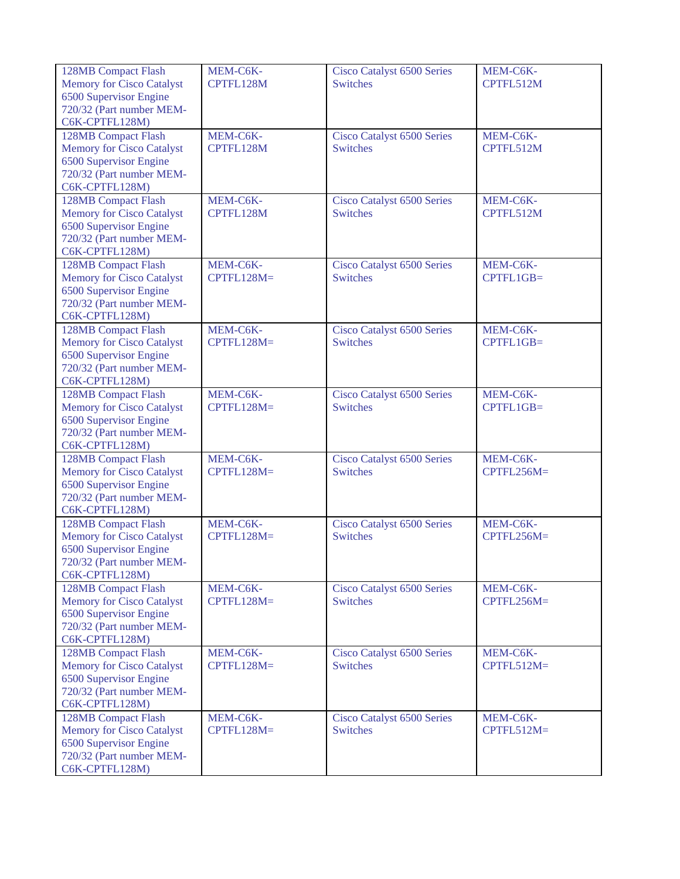| | | | |
|---|---|---|---|
| 128MB Compact Flash Memory for Cisco Catalyst 6500 Supervisor Engine 720/32 (Part number MEM-C6K-CPTFL128M) | MEM-C6K-CPTFL128M | Cisco Catalyst 6500 Series Switches | MEM-C6K-CPTFL512M |
| 128MB Compact Flash Memory for Cisco Catalyst 6500 Supervisor Engine 720/32 (Part number MEM-C6K-CPTFL128M) | MEM-C6K-CPTFL128M | Cisco Catalyst 6500 Series Switches | MEM-C6K-CPTFL512M |
| 128MB Compact Flash Memory for Cisco Catalyst 6500 Supervisor Engine 720/32 (Part number MEM-C6K-CPTFL128M) | MEM-C6K-CPTFL128M | Cisco Catalyst 6500 Series Switches | MEM-C6K-CPTFL512M |
| 128MB Compact Flash Memory for Cisco Catalyst 6500 Supervisor Engine 720/32 (Part number MEM-C6K-CPTFL128M) | MEM-C6K-CPTFL128M= | Cisco Catalyst 6500 Series Switches | MEM-C6K-CPTFL1GB= |
| 128MB Compact Flash Memory for Cisco Catalyst 6500 Supervisor Engine 720/32 (Part number MEM-C6K-CPTFL128M) | MEM-C6K-CPTFL128M= | Cisco Catalyst 6500 Series Switches | MEM-C6K-CPTFL1GB= |
| 128MB Compact Flash Memory for Cisco Catalyst 6500 Supervisor Engine 720/32 (Part number MEM-C6K-CPTFL128M) | MEM-C6K-CPTFL128M= | Cisco Catalyst 6500 Series Switches | MEM-C6K-CPTFL1GB= |
| 128MB Compact Flash Memory for Cisco Catalyst 6500 Supervisor Engine 720/32 (Part number MEM-C6K-CPTFL128M) | MEM-C6K-CPTFL128M= | Cisco Catalyst 6500 Series Switches | MEM-C6K-CPTFL256M= |
| 128MB Compact Flash Memory for Cisco Catalyst 6500 Supervisor Engine 720/32 (Part number MEM-C6K-CPTFL128M) | MEM-C6K-CPTFL128M= | Cisco Catalyst 6500 Series Switches | MEM-C6K-CPTFL256M= |
| 128MB Compact Flash Memory for Cisco Catalyst 6500 Supervisor Engine 720/32 (Part number MEM-C6K-CPTFL128M) | MEM-C6K-CPTFL128M= | Cisco Catalyst 6500 Series Switches | MEM-C6K-CPTFL256M= |
| 128MB Compact Flash Memory for Cisco Catalyst 6500 Supervisor Engine 720/32 (Part number MEM-C6K-CPTFL128M) | MEM-C6K-CPTFL128M= | Cisco Catalyst 6500 Series Switches | MEM-C6K-CPTFL512M= |
| 128MB Compact Flash Memory for Cisco Catalyst 6500 Supervisor Engine 720/32 (Part number MEM-C6K-CPTFL128M) | MEM-C6K-CPTFL128M= | Cisco Catalyst 6500 Series Switches | MEM-C6K-CPTFL512M= |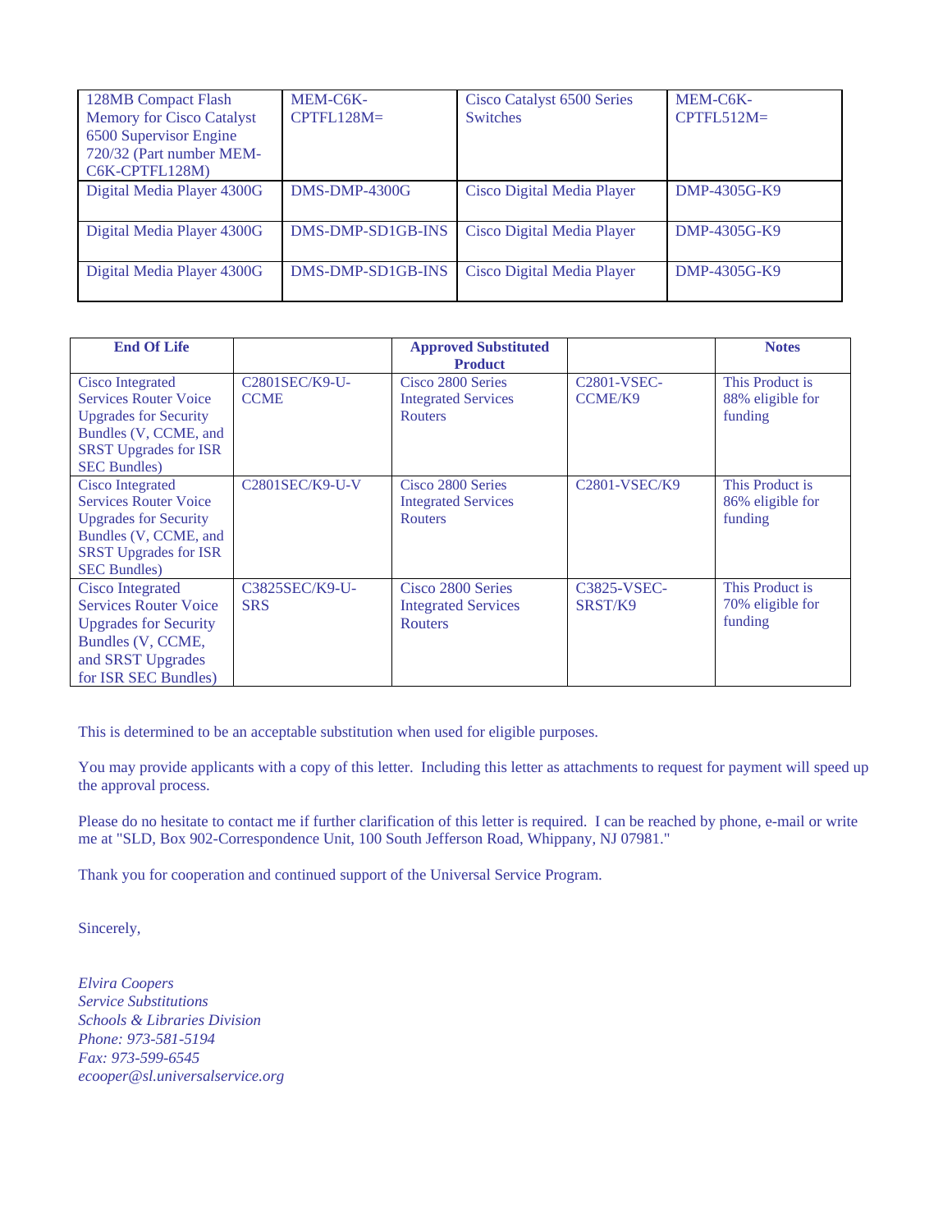| | | | |
|---|---|---|---|
| 128MB Compact Flash Memory for Cisco Catalyst 6500 Supervisor Engine 720/32 (Part number MEM-C6K-CPTFL128M) | MEM-C6K-CPTFL128M= | Cisco Catalyst 6500 Series Switches | MEM-C6K-CPTFL512M= |
| Digital Media Player 4300G | DMS-DMP-4300G | Cisco Digital Media Player | DMP-4305G-K9 |
| Digital Media Player 4300G | DMS-DMP-SD1GB-INS | Cisco Digital Media Player | DMP-4305G-K9 |
| Digital Media Player 4300G | DMS-DMP-SD1GB-INS | Cisco Digital Media Player | DMP-4305G-K9 |

| **End Of Life** | | **Approved Substituted Product** | | **Notes** |
|---|---|---|---|---|
| Cisco Integrated Services Router Voice Upgrades for Security Bundles (V, CCME, and SRST Upgrades for ISR SEC Bundles) | C2801SEC/K9-U-CCME | Cisco 2800 Series Integrated Services Routers | C2801-VSEC-CCME/K9 | This Product is 88% eligible for funding |
| Cisco Integrated Services Router Voice Upgrades for Security Bundles (V, CCME, and SRST Upgrades for ISR SEC Bundles) | C2801SEC/K9-U-V | Cisco 2800 Series Integrated Services Routers | C2801-VSEC/K9 | This Product is 86% eligible for funding |
| Cisco Integrated Services Router Voice Upgrades for Security Bundles (V, CCME, and SRST Upgrades for ISR SEC Bundles) | C3825SEC/K9-U-SRS | Cisco 2800 Series Integrated Services Routers | C3825-VSEC-SRST/K9 | This Product is 70% eligible for funding |

This is determined to be an acceptable substitution when used for eligible purposes.

You may provide applicants with a copy of this letter. Including this letter as attachments to request for payment will speed up the approval process.

Please do no hesitate to contact me if further clarification of this letter is required. I can be reached by phone, e-mail or write me at "SLD, Box 902-Correspondence Unit, 100 South Jefferson Road, Whippany, NJ 07981."

Thank you for cooperation and continued support of the Universal Service Program.

Sincerely,

*Elvira Coopers*
*Service Substitutions*
*Schools & Libraries Division*
*Phone: 973-581-5194*
*Fax: 973-599-6545*
*ecooper@sl.universalservice.org*